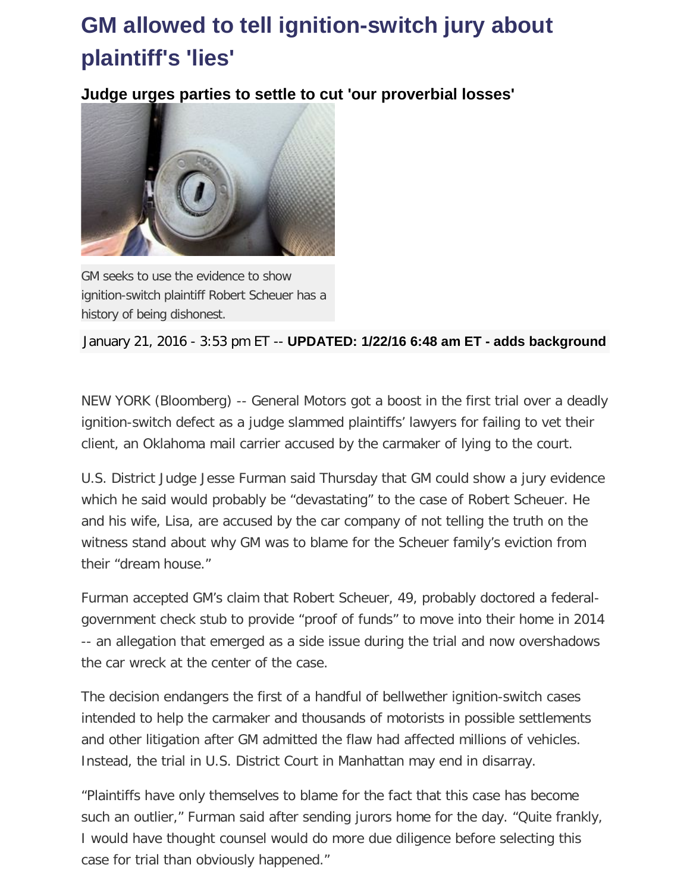# GM allowed to tell ignition-switch jury about plaintiff's 'lies'

**Judge urges parties to settle to cut 'our proverbial losses'**

GM seeks to use the evidence to show ignition-switch plaintiff Robert Scheuer has a history of being dishonest.

January 21, 2016 - 3:53 pm ET -- **UPDATED: 1/22/16 6:48 am ET - adds background**

NEW YORK (Bloomberg) -- General Motors got a boost in the first trial over a deadly ignition-switch defect as a judge slammed plaintiffs' lawyers for failing to vet their client, an Oklahoma mail carrier accused by the carmaker of lying to the court.

U.S. District Judge Jesse Furman said Thursday that GM could show a jury evidence which he said would probably be "devastating" to the case of Robert Scheuer. He and his wife, Lisa, are accused by the car company of not telling the truth on the witness stand about why GM was to blame for the Scheuer family's eviction from their "dream house."

Furman accepted GM's claim that Robert Scheuer, 49, probably doctored a federal-government check stub to provide "proof of funds" to move into their home in 2014 -- an allegation that emerged as a side issue during the trial and now overshadows the car wreck at the center of the case.

The decision endangers the first of a handful of bellwether ignition-switch cases intended to help the carmaker and thousands of motorists in possible settlements and other litigation after GM admitted the flaw had affected millions of vehicles. Instead, the trial in U.S. District Court in Manhattan may end in disarray.

"Plaintiffs have only themselves to blame for the fact that this case has become such an outlier," Furman said after sending jurors home for the day. "Quite frankly, I would have thought counsel would do more due diligence before selecting this case for trial than obviously happened."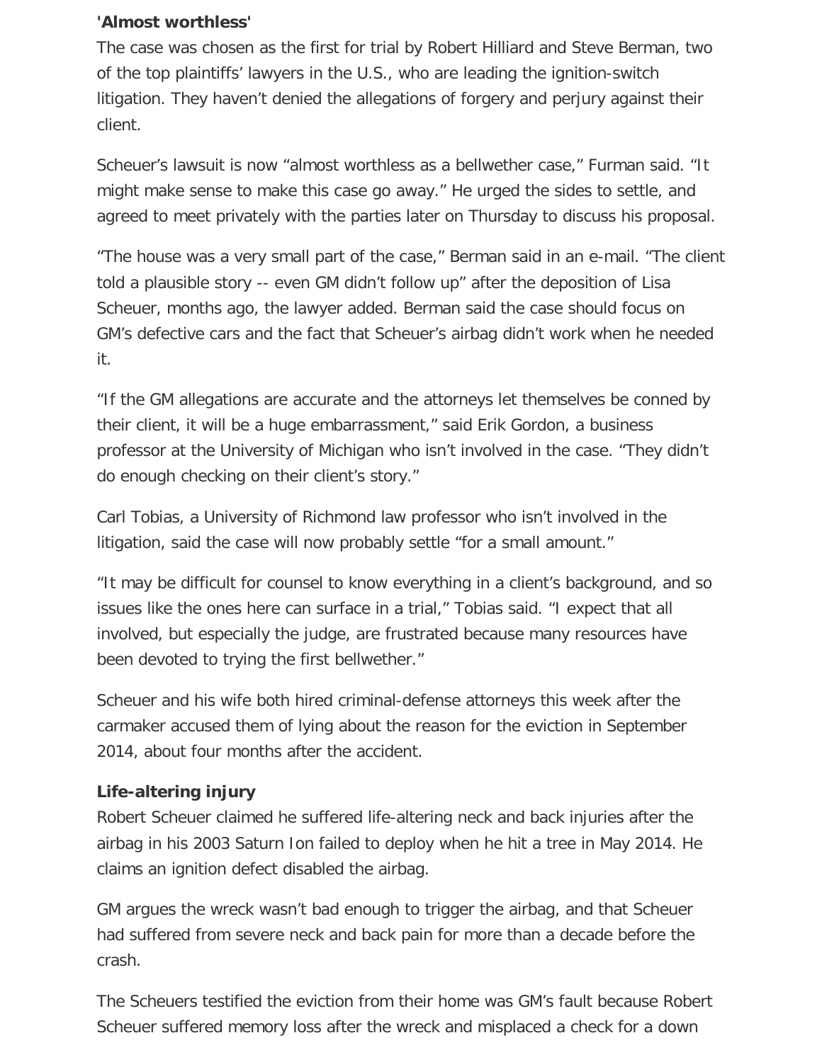**'Almost worthless'**

The case was chosen as the first for trial by Robert Hilliard and Steve Berman, two of the top plaintiffs' lawyers in the U.S., who are leading the ignition-switch litigation. They haven't denied the allegations of forgery and perjury against their client.

Scheuer's lawsuit is now "almost worthless as a bellwether case," Furman said. "It might make sense to make this case go away." He urged the sides to settle, and agreed to meet privately with the parties later on Thursday to discuss his proposal.

"The house was a very small part of the case," Berman said in an e-mail. "The client told a plausible story -- even GM didn't follow up" after the deposition of Lisa Scheuer, months ago, the lawyer added. Berman said the case should focus on GM's defective cars and the fact that Scheuer's airbag didn't work when he needed it.

"If the GM allegations are accurate and the attorneys let themselves be conned by their client, it will be a huge embarrassment," said Erik Gordon, a business professor at the University of Michigan who isn't involved in the case. "They didn't do enough checking on their client's story."

Carl Tobias, a University of Richmond law professor who isn't involved in the litigation, said the case will now probably settle "for a small amount."

"It may be difficult for counsel to know everything in a client's background, and so issues like the ones here can surface in a trial," Tobias said. "I expect that all involved, but especially the judge, are frustrated because many resources have been devoted to trying the first bellwether."

Scheuer and his wife both hired criminal-defense attorneys this week after the carmaker accused them of lying about the reason for the eviction in September 2014, about four months after the accident.

**Life-altering injury**

Robert Scheuer claimed he suffered life-altering neck and back injuries after the airbag in his 2003 Saturn Ion failed to deploy when he hit a tree in May 2014. He claims an ignition defect disabled the airbag.

GM argues the wreck wasn't bad enough to trigger the airbag, and that Scheuer had suffered from severe neck and back pain for more than a decade before the crash.

The Scheuers testified the eviction from their home was GM's fault because Robert Scheuer suffered memory loss after the wreck and misplaced a check for a down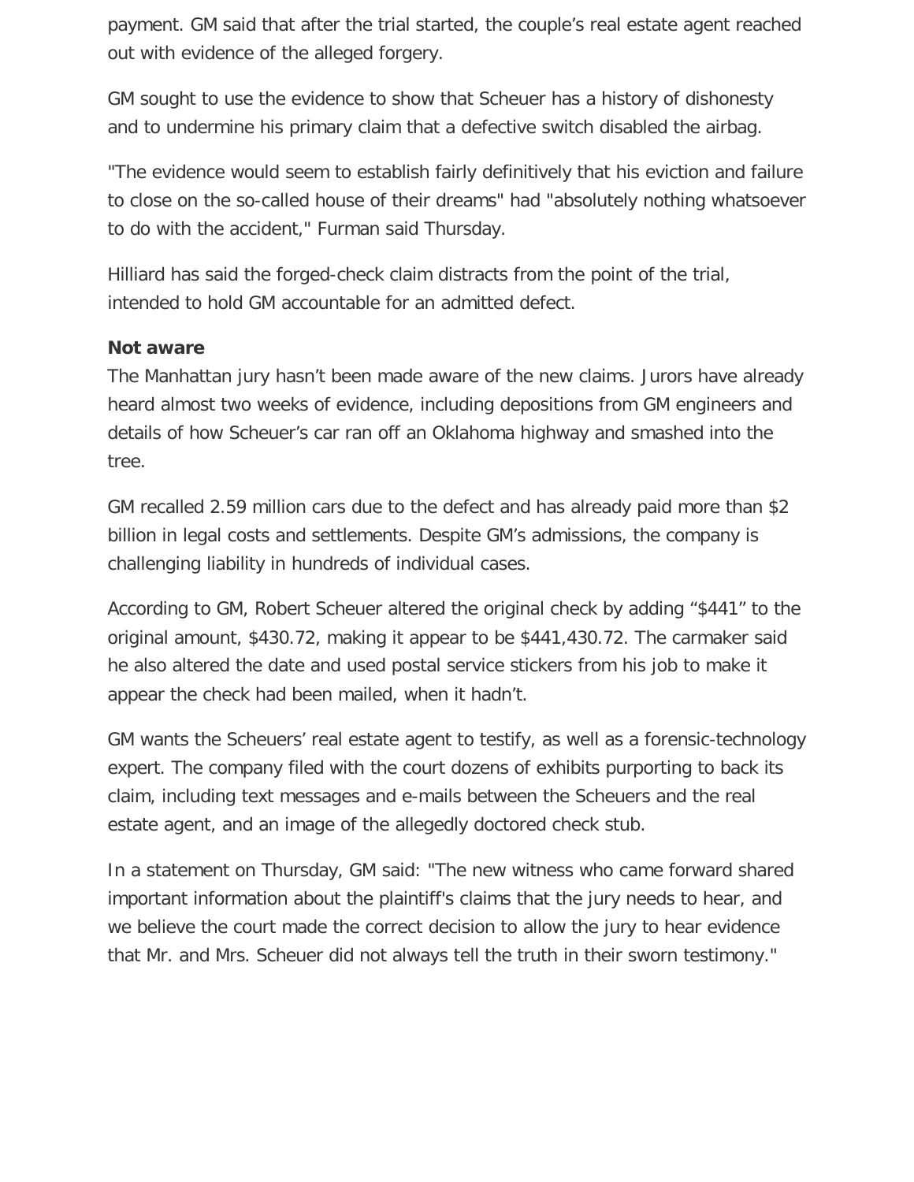payment. GM said that after the trial started, the couple's real estate agent reached out with evidence of the alleged forgery.

GM sought to use the evidence to show that Scheuer has a history of dishonesty and to undermine his primary claim that a defective switch disabled the airbag.

"The evidence would seem to establish fairly definitively that his eviction and failure to close on the so-called house of their dreams" had "absolutely nothing whatsoever to do with the accident," Furman said Thursday.

Hilliard has said the forged-check claim distracts from the point of the trial, intended to hold GM accountable for an admitted defect.

**Not aware**

The Manhattan jury hasn't been made aware of the new claims. Jurors have already heard almost two weeks of evidence, including depositions from GM engineers and details of how Scheuer's car ran off an Oklahoma highway and smashed into the tree.

GM recalled 2.59 million cars due to the defect and has already paid more than $2 billion in legal costs and settlements. Despite GM's admissions, the company is challenging liability in hundreds of individual cases.

According to GM, Robert Scheuer altered the original check by adding "$441" to the original amount, $430.72, making it appear to be $441,430.72. The carmaker said he also altered the date and used postal service stickers from his job to make it appear the check had been mailed, when it hadn't.

GM wants the Scheuers' real estate agent to testify, as well as a forensic-technology expert. The company filed with the court dozens of exhibits purporting to back its claim, including text messages and e-mails between the Scheuers and the real estate agent, and an image of the allegedly doctored check stub.

In a statement on Thursday, GM said: "The new witness who came forward shared important information about the plaintiff's claims that the jury needs to hear, and we believe the court made the correct decision to allow the jury to hear evidence that Mr. and Mrs. Scheuer did not always tell the truth in their sworn testimony."